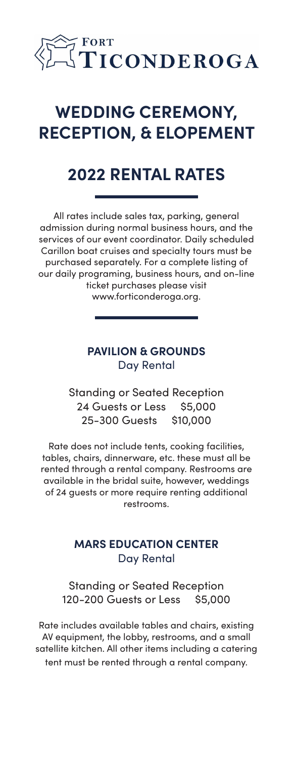# Fort Ticonderoga

## WEDDING CEREMONY, RECEPTION, & ELOPEMENT

## 2022 RENTAL RATES

All rates include sales tax, parking, general admission during normal business hours, and the services of our event coordinator. Daily scheduled Carillon boat cruises and specialty tours must be purchased separately. For a complete listing of our daily programing, business hours, and on-line ticket purchases please visit www.forticonderoga.org.

### PAVILION & GROUNDS
Day Rental

Standing or Seated Reception

| | |
|---|---|
| 24 Guests or Less | $5,000 |
| 25-300 Guests | $10,000 |

Rate does not include tents, cooking facilities, tables, chairs, dinnerware, etc. these must all be rented through a rental company. Restrooms are available in the bridal suite, however, weddings of 24 guests or more require renting additional restrooms.

### MARS EDUCATION CENTER
Day Rental

Standing or Seated Reception

| | |
|---|---|
| 120-200 Guests or Less | $5,000 |

Rate includes available tables and chairs, existing AV equipment, the lobby, restrooms, and a small satellite kitchen. All other items including a catering tent must be rented through a rental company.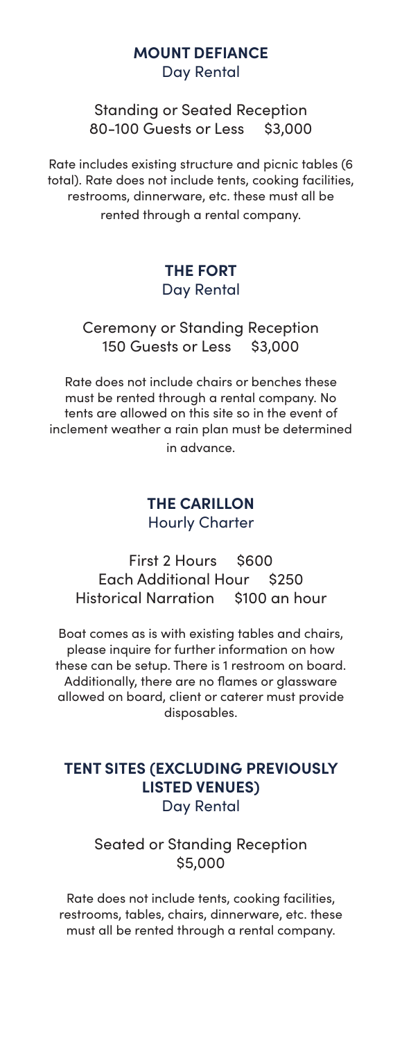## MOUNT DEFIANCE
Day Rental

Standing or Seated Reception
80-100 Guests or Less $3,000

Rate includes existing structure and picnic tables (6 total). Rate does not include tents, cooking facilities, restrooms, dinnerware, etc. these must all be rented through a rental company.

## THE FORT
Day Rental

Ceremony or Standing Reception
150 Guests or Less $3,000

Rate does not include chairs or benches these must be rented through a rental company. No tents are allowed on this site so in the event of inclement weather a rain plan must be determined in advance.

## THE CARILLON
Hourly Charter

First 2 Hours $600
Each Additional Hour $250
Historical Narration $100 an hour

Boat comes as is with existing tables and chairs, please inquire for further information on how these can be setup. There is 1 restroom on board. Additionally, there are no flames or glassware allowed on board, client or caterer must provide disposables.

## TENT SITES (EXCLUDING PREVIOUSLY LISTED VENUES)
Day Rental

Seated or Standing Reception
$5,000

Rate does not include tents, cooking facilities, restrooms, tables, chairs, dinnerware, etc. these must all be rented through a rental company.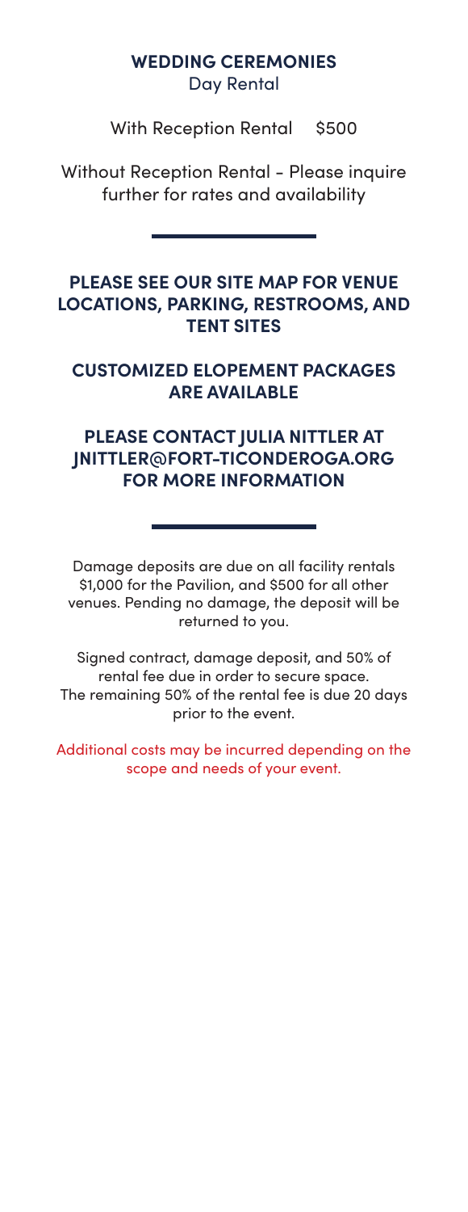## WEDDING CEREMONIES

Day Rental

With Reception Rental $500

Without Reception Rental - Please inquire further for rates and availability

---

**PLEASE SEE OUR SITE MAP FOR VENUE LOCATIONS, PARKING, RESTROOMS, AND TENT SITES**

**CUSTOMIZED ELOPEMENT PACKAGES ARE AVAILABLE**

**PLEASE CONTACT JULIA NITTLER AT JNITTLER@FORT-TICONDEROGA.ORG FOR MORE INFORMATION**

---

Damage deposits are due on all facility rentals $1,000 for the Pavilion, and $500 for all other venues. Pending no damage, the deposit will be returned to you.

Signed contract, damage deposit, and 50% of rental fee due in order to secure space.
The remaining 50% of the rental fee is due 20 days prior to the event.

Additional costs may be incurred depending on the scope and needs of your event.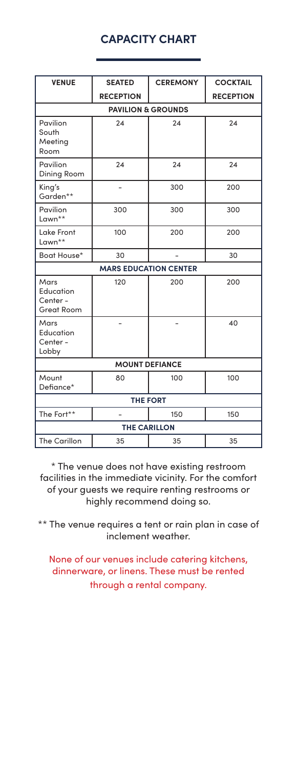## CAPACITY CHART

| VENUE | SEATED RECEPTION | CEREMONY | COCKTAIL RECEPTION |
|---|---|---|---|
| **PAVILION & GROUNDS** | | | |
| Pavilion South Meeting Room | 24 | 24 | 24 |
| Pavilion Dining Room | 24 | 24 | 24 |
| King's Garden** | – | 300 | 200 |
| Pavilion Lawn** | 300 | 300 | 300 |
| Lake Front Lawn** | 100 | 200 | 200 |
| Boat House* | 30 | – | 30 |
| **MARS EDUCATION CENTER** | | | |
| Mars Education Center - Great Room | 120 | 200 | 200 |
| Mars Education Center - Lobby | – | – | 40 |
| **MOUNT DEFIANCE** | | | |
| Mount Defiance* | 80 | 100 | 100 |
| **THE FORT** | | | |
| The Fort** | – | 150 | 150 |
| **THE CARILLON** | | | |
| The Carillon | 35 | 35 | 35 |

* The venue does not have existing restroom facilities in the immediate vicinity. For the comfort of your guests we require renting restrooms or highly recommend doing so.

** The venue requires a tent or rain plan in case of inclement weather.

None of our venues include catering kitchens, dinnerware, or linens. These must be rented through a rental company.